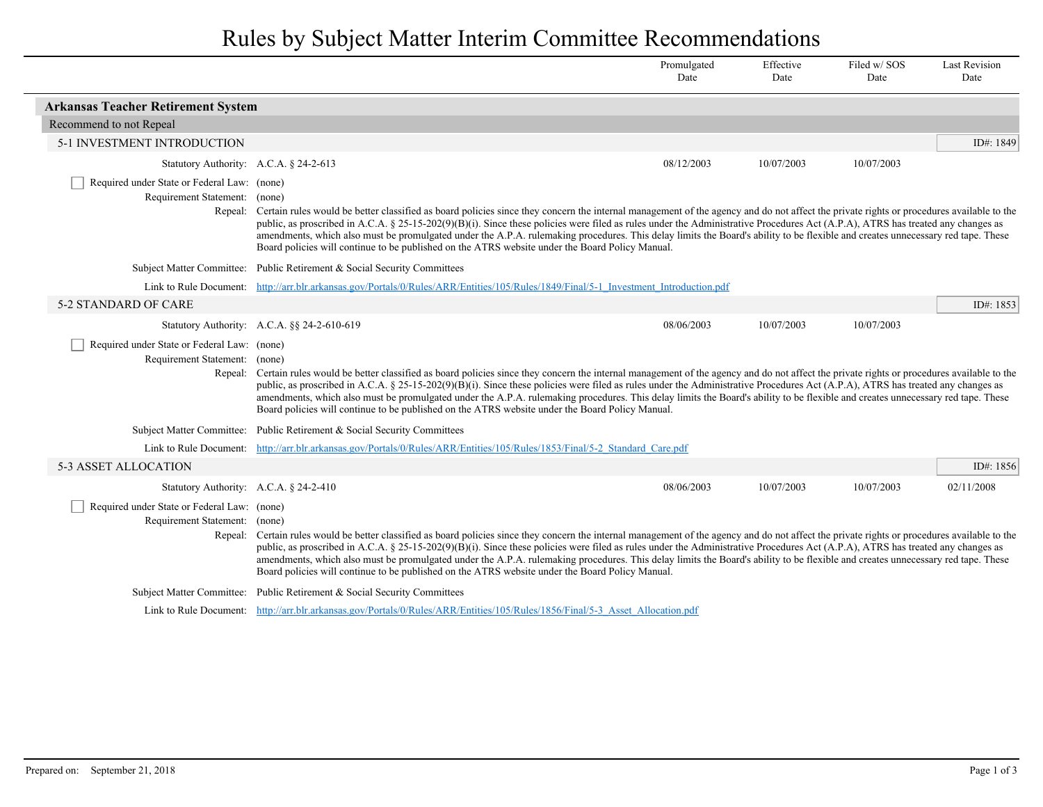# Rules by Subject Matter Interim Committee Recommendations

| | Promulgated Date | Effective Date | Filed w/ SOS Date | Last Revision Date |
|---|---|---|---|---|

## Arkansas Teacher Retirement System

### Recommend to not Repeal

#### 5-1 INVESTMENT INTRODUCTION

ID#: 1849

| | Promulgated Date | Effective Date | Filed w/ SOS Date | Last Revision Date |
|---|---|---|---|---|
| Statutory Authority: A.C.A. § 24-2-613 | 08/12/2003 | 10/07/2003 | 10/07/2003 | |

- [ ] Required under State or Federal Law: (none)

Requirement Statement: (none)

Repeal: Certain rules would be better classified as board policies since they concern the internal management of the agency and do not affect the private rights or procedures available to the public, as proscribed in A.C.A. § 25-15-202(9)(B)(i). Since these policies were filed as rules under the Administrative Procedures Act (A.P.A), ATRS has treated any changes as amendments, which also must be promulgated under the A.P.A. rulemaking procedures. This delay limits the Board's ability to be flexible and creates unnecessary red tape. These Board policies will continue to be published on the ATRS website under the Board Policy Manual.

Subject Matter Committee: Public Retirement & Social Security Committees

Link to Rule Document: http://arr.blr.arkansas.gov/Portals/0/Rules/ARR/Entities/105/Rules/1849/Final/5-1_Investment_Introduction.pdf

#### 5-2 STANDARD OF CARE

ID#: 1853

| | Promulgated Date | Effective Date | Filed w/ SOS Date | Last Revision Date |
|---|---|---|---|---|
| Statutory Authority: A.C.A. §§ 24-2-610-619 | 08/06/2003 | 10/07/2003 | 10/07/2003 | |

- [ ] Required under State or Federal Law: (none)

Requirement Statement: (none)

Repeal: Certain rules would be better classified as board policies since they concern the internal management of the agency and do not affect the private rights or procedures available to the public, as proscribed in A.C.A. § 25-15-202(9)(B)(i). Since these policies were filed as rules under the Administrative Procedures Act (A.P.A), ATRS has treated any changes as amendments, which also must be promulgated under the A.P.A. rulemaking procedures. This delay limits the Board's ability to be flexible and creates unnecessary red tape. These Board policies will continue to be published on the ATRS website under the Board Policy Manual.

Subject Matter Committee: Public Retirement & Social Security Committees

Link to Rule Document: http://arr.blr.arkansas.gov/Portals/0/Rules/ARR/Entities/105/Rules/1853/Final/5-2_Standard_Care.pdf

#### 5-3 ASSET ALLOCATION

ID#: 1856

| | Promulgated Date | Effective Date | Filed w/ SOS Date | Last Revision Date |
|---|---|---|---|---|
| Statutory Authority: A.C.A. § 24-2-410 | 08/06/2003 | 10/07/2003 | 10/07/2003 | 02/11/2008 |

- [ ] Required under State or Federal Law: (none)

Requirement Statement: (none)

Repeal: Certain rules would be better classified as board policies since they concern the internal management of the agency and do not affect the private rights or procedures available to the public, as proscribed in A.C.A. § 25-15-202(9)(B)(i). Since these policies were filed as rules under the Administrative Procedures Act (A.P.A), ATRS has treated any changes as amendments, which also must be promulgated under the A.P.A. rulemaking procedures. This delay limits the Board's ability to be flexible and creates unnecessary red tape. These Board policies will continue to be published on the ATRS website under the Board Policy Manual.

Subject Matter Committee: Public Retirement & Social Security Committees

Link to Rule Document: http://arr.blr.arkansas.gov/Portals/0/Rules/ARR/Entities/105/Rules/1856/Final/5-3_Asset_Allocation.pdf

Prepared on: September 21, 2018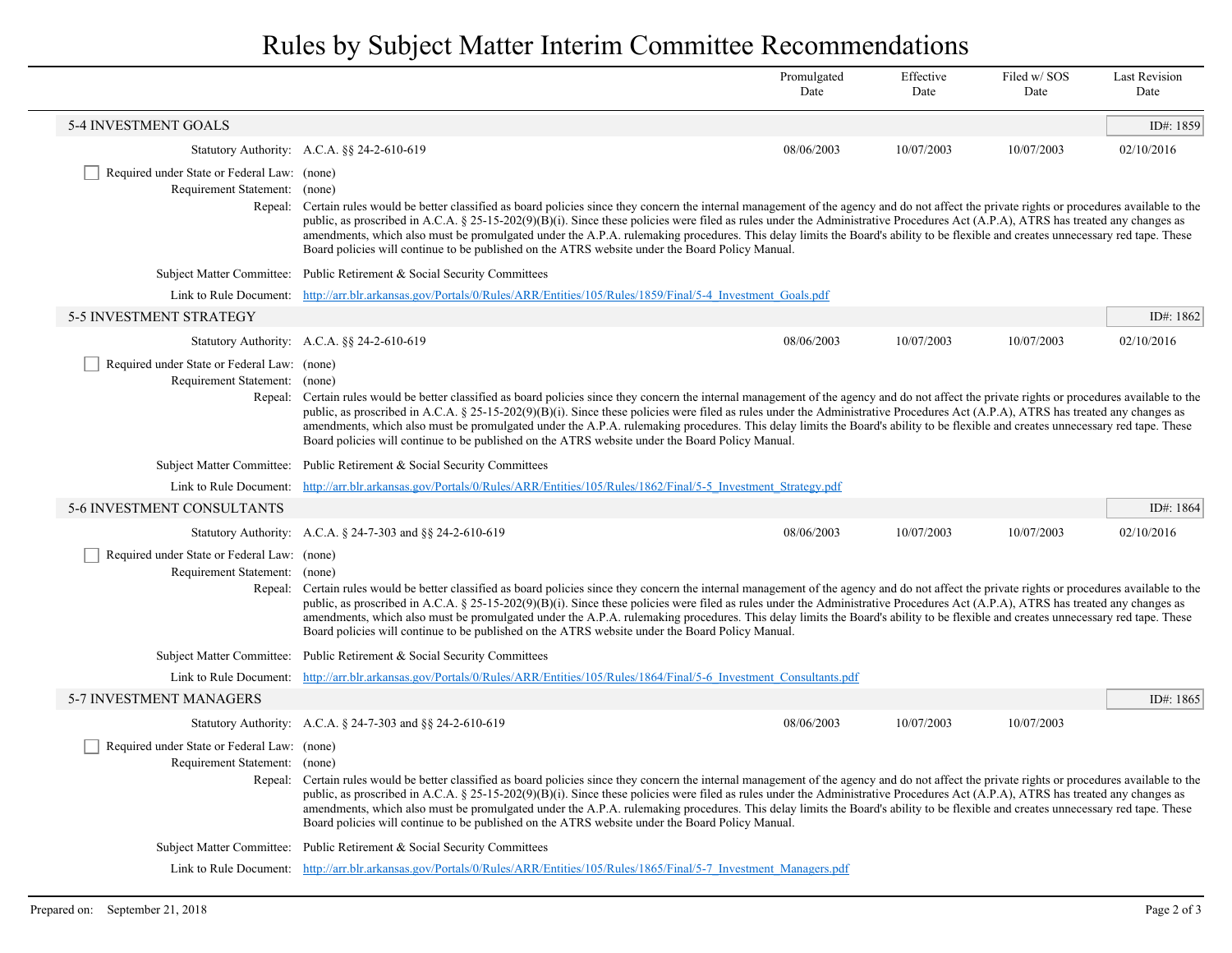# Rules by Subject Matter Interim Committee Recommendations

| | | Promulgated Date | Effective Date | Filed w/ SOS Date | Last Revision Date |
|---|---|---|---|---|---|

## 5-4 INVESTMENT GOALS

ID#: 1859

| | | Promulgated Date | Effective Date | Filed w/ SOS Date | Last Revision Date |
|---|---|---|---|---|---|
| Statutory Authority: | A.C.A. §§ 24-2-610-619 | 08/06/2003 | 10/07/2003 | 10/07/2003 | 02/10/2016 |

- [ ] Required under State or Federal Law: (none)

Requirement Statement: (none)

Repeal: Certain rules would be better classified as board policies since they concern the internal management of the agency and do not affect the private rights or procedures available to the public, as proscribed in A.C.A. § 25-15-202(9)(B)(i). Since these policies were filed as rules under the Administrative Procedures Act (A.P.A), ATRS has treated any changes as amendments, which also must be promulgated under the A.P.A. rulemaking procedures. This delay limits the Board's ability to be flexible and creates unnecessary red tape. These Board policies will continue to be published on the ATRS website under the Board Policy Manual.

Subject Matter Committee: Public Retirement & Social Security Committees

Link to Rule Document: http://arr.blr.arkansas.gov/Portals/0/Rules/ARR/Entities/105/Rules/1859/Final/5-4_Investment_Goals.pdf

## 5-5 INVESTMENT STRATEGY

ID#: 1862

| | | Promulgated Date | Effective Date | Filed w/ SOS Date | Last Revision Date |
|---|---|---|---|---|---|
| Statutory Authority: | A.C.A. §§ 24-2-610-619 | 08/06/2003 | 10/07/2003 | 10/07/2003 | 02/10/2016 |

- [ ] Required under State or Federal Law: (none)

Requirement Statement: (none)

Repeal: Certain rules would be better classified as board policies since they concern the internal management of the agency and do not affect the private rights or procedures available to the public, as proscribed in A.C.A. § 25-15-202(9)(B)(i). Since these policies were filed as rules under the Administrative Procedures Act (A.P.A), ATRS has treated any changes as amendments, which also must be promulgated under the A.P.A. rulemaking procedures. This delay limits the Board's ability to be flexible and creates unnecessary red tape. These Board policies will continue to be published on the ATRS website under the Board Policy Manual.

Subject Matter Committee: Public Retirement & Social Security Committees

Link to Rule Document: http://arr.blr.arkansas.gov/Portals/0/Rules/ARR/Entities/105/Rules/1862/Final/5-5_Investment_Strategy.pdf

## 5-6 INVESTMENT CONSULTANTS

ID#: 1864

| | | Promulgated Date | Effective Date | Filed w/ SOS Date | Last Revision Date |
|---|---|---|---|---|---|
| Statutory Authority: | A.C.A. § 24-7-303 and §§ 24-2-610-619 | 08/06/2003 | 10/07/2003 | 10/07/2003 | 02/10/2016 |

- [ ] Required under State or Federal Law: (none)

Requirement Statement: (none)

Repeal: Certain rules would be better classified as board policies since they concern the internal management of the agency and do not affect the private rights or procedures available to the public, as proscribed in A.C.A. § 25-15-202(9)(B)(i). Since these policies were filed as rules under the Administrative Procedures Act (A.P.A), ATRS has treated any changes as amendments, which also must be promulgated under the A.P.A. rulemaking procedures. This delay limits the Board's ability to be flexible and creates unnecessary red tape. These Board policies will continue to be published on the ATRS website under the Board Policy Manual.

Subject Matter Committee: Public Retirement & Social Security Committees

Link to Rule Document: http://arr.blr.arkansas.gov/Portals/0/Rules/ARR/Entities/105/Rules/1864/Final/5-6_Investment_Consultants.pdf

## 5-7 INVESTMENT MANAGERS

ID#: 1865

| | | Promulgated Date | Effective Date | Filed w/ SOS Date | Last Revision Date |
|---|---|---|---|---|---|
| Statutory Authority: | A.C.A. § 24-7-303 and §§ 24-2-610-619 | 08/06/2003 | 10/07/2003 | 10/07/2003 | |

- [ ] Required under State or Federal Law: (none)

Requirement Statement: (none)

Repeal: Certain rules would be better classified as board policies since they concern the internal management of the agency and do not affect the private rights or procedures available to the public, as proscribed in A.C.A. § 25-15-202(9)(B)(i). Since these policies were filed as rules under the Administrative Procedures Act (A.P.A), ATRS has treated any changes as amendments, which also must be promulgated under the A.P.A. rulemaking procedures. This delay limits the Board's ability to be flexible and creates unnecessary red tape. These Board policies will continue to be published on the ATRS website under the Board Policy Manual.

Subject Matter Committee: Public Retirement & Social Security Committees

Link to Rule Document: http://arr.blr.arkansas.gov/Portals/0/Rules/ARR/Entities/105/Rules/1865/Final/5-7_Investment_Managers.pdf

Prepared on: September 21, 2018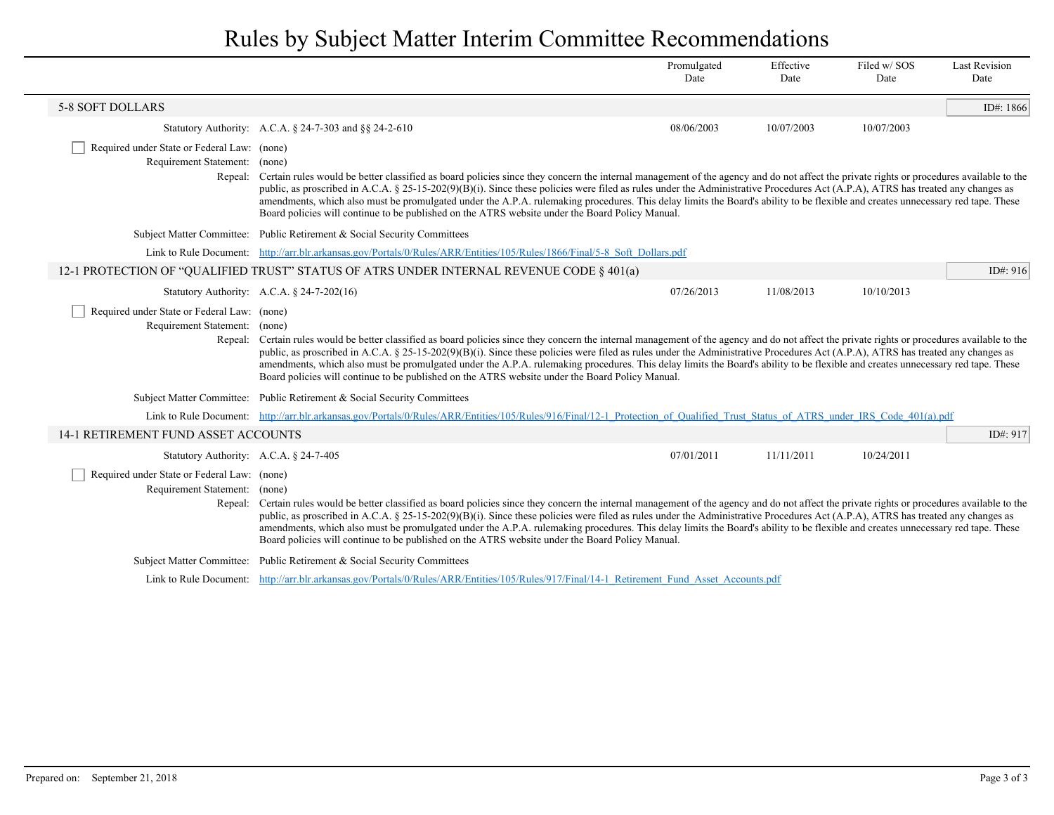# Rules by Subject Matter Interim Committee Recommendations

| | | Promulgated Date | Effective Date | Filed w/ SOS Date | Last Revision Date |
|---|---|---|---|---|---|

## 5-8 SOFT DOLLARS

ID#: 1866

| | | Promulgated Date | Effective Date | Filed w/ SOS Date | Last Revision Date |
|---|---|---|---|---|---|
| Statutory Authority: | A.C.A. § 24-7-303 and §§ 24-2-610 | 08/06/2003 | 10/07/2003 | 10/07/2003 | |

☐ Required under State or Federal Law: (none)

Requirement Statement: (none)

Repeal: Certain rules would be better classified as board policies since they concern the internal management of the agency and do not affect the private rights or procedures available to the public, as proscribed in A.C.A. § 25-15-202(9)(B)(i). Since these policies were filed as rules under the Administrative Procedures Act (A.P.A), ATRS has treated any changes as amendments, which also must be promulgated under the A.P.A. rulemaking procedures. This delay limits the Board's ability to be flexible and creates unnecessary red tape. These Board policies will continue to be published on the ATRS website under the Board Policy Manual.

Subject Matter Committee: Public Retirement & Social Security Committees

Link to Rule Document: http://arr.blr.arkansas.gov/Portals/0/Rules/ARR/Entities/105/Rules/1866/Final/5-8_Soft_Dollars.pdf

## 12-1 PROTECTION OF "QUALIFIED TRUST" STATUS OF ATRS UNDER INTERNAL REVENUE CODE § 401(a)

ID#: 916

| | | Promulgated Date | Effective Date | Filed w/ SOS Date | Last Revision Date |
|---|---|---|---|---|---|
| Statutory Authority: | A.C.A. § 24-7-202(16) | 07/26/2013 | 11/08/2013 | 10/10/2013 | |

☐ Required under State or Federal Law: (none)

Requirement Statement: (none)

Repeal: Certain rules would be better classified as board policies since they concern the internal management of the agency and do not affect the private rights or procedures available to the public, as proscribed in A.C.A. § 25-15-202(9)(B)(i). Since these policies were filed as rules under the Administrative Procedures Act (A.P.A), ATRS has treated any changes as amendments, which also must be promulgated under the A.P.A. rulemaking procedures. This delay limits the Board's ability to be flexible and creates unnecessary red tape. These Board policies will continue to be published on the ATRS website under the Board Policy Manual.

Subject Matter Committee: Public Retirement & Social Security Committees

Link to Rule Document: http://arr.blr.arkansas.gov/Portals/0/Rules/ARR/Entities/105/Rules/916/Final/12-1_Protection_of_Qualified_Trust_Status_of_ATRS_under_IRS_Code_401(a).pdf

## 14-1 RETIREMENT FUND ASSET ACCOUNTS

ID#: 917

| | | Promulgated Date | Effective Date | Filed w/ SOS Date | Last Revision Date |
|---|---|---|---|---|---|
| Statutory Authority: | A.C.A. § 24-7-405 | 07/01/2011 | 11/11/2011 | 10/24/2011 | |

☐ Required under State or Federal Law: (none)

Requirement Statement: (none)

Repeal: Certain rules would be better classified as board policies since they concern the internal management of the agency and do not affect the private rights or procedures available to the public, as proscribed in A.C.A. § 25-15-202(9)(B)(i). Since these policies were filed as rules under the Administrative Procedures Act (A.P.A), ATRS has treated any changes as amendments, which also must be promulgated under the A.P.A. rulemaking procedures. This delay limits the Board's ability to be flexible and creates unnecessary red tape. These Board policies will continue to be published on the ATRS website under the Board Policy Manual.

Subject Matter Committee: Public Retirement & Social Security Committees

Link to Rule Document: http://arr.blr.arkansas.gov/Portals/0/Rules/ARR/Entities/105/Rules/917/Final/14-1_Retirement_Fund_Asset_Accounts.pdf

Prepared on: September 21, 2018